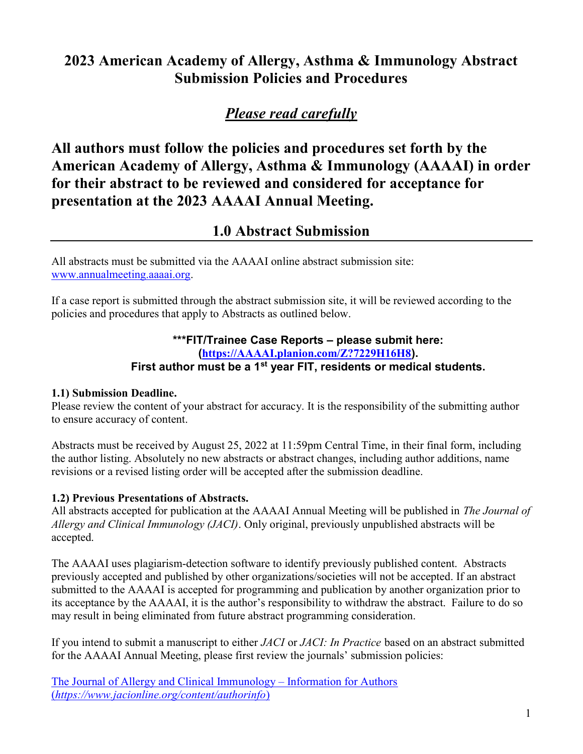# 2023 American Academy of Allergy, Asthma & Immunology Abstract Submission Policies and Procedures

## *Please read carefully*

## All authors must follow the policies and procedures set forth by the American Academy of Allergy, Asthma & Immunology (AAAAI) in order for their abstract to be reviewed and considered for acceptance for presentation at the 2023 AAAAI Annual Meeting.

## 1.0 Abstract Submission

All abstracts must be submitted via the AAAAI online abstract submission site: [www.annualmeeting.aaaai.org](www.annualmeeting.aaaai.org).

If a case report is submitted through the abstract submission site, it will be reviewed according to the policies and procedures that apply to Abstracts as outlined below.

**\*\*\*FIT/Trainee Case Reports – please submit here: ([https://AAAAI.planion.com/Z?7229H16H8](https://AAAAI.planion.com/Z?7229H16H8)). First author must be a 1st year FIT, residents or medical students.**

**1.1) Submission Deadline.**
Please review the content of your abstract for accuracy. It is the responsibility of the submitting author to ensure accuracy of content.

Abstracts must be received by August 25, 2022 at 11:59pm Central Time, in their final form, including the author listing. Absolutely no new abstracts or abstract changes, including author additions, name revisions or a revised listing order will be accepted after the submission deadline.

**1.2) Previous Presentations of Abstracts.**
All abstracts accepted for publication at the AAAAI Annual Meeting will be published in *The Journal of Allergy and Clinical Immunology (JACI)*. Only original, previously unpublished abstracts will be accepted.

The AAAAI uses plagiarism-detection software to identify previously published content. Abstracts previously accepted and published by other organizations/societies will not be accepted. If an abstract submitted to the AAAAI is accepted for programming and publication by another organization prior to its acceptance by the AAAAI, it is the author's responsibility to withdraw the abstract. Failure to do so may result in being eliminated from future abstract programming consideration.

If you intend to submit a manuscript to either *JACI* or *JACI: In Practice* based on an abstract submitted for the AAAAI Annual Meeting, please first review the journals' submission policies:

[The Journal of Allergy and Clinical Immunology – Information for Authors (*https://www.jacionline.org/content/authorinfo*)](https://www.jacionline.org/content/authorinfo)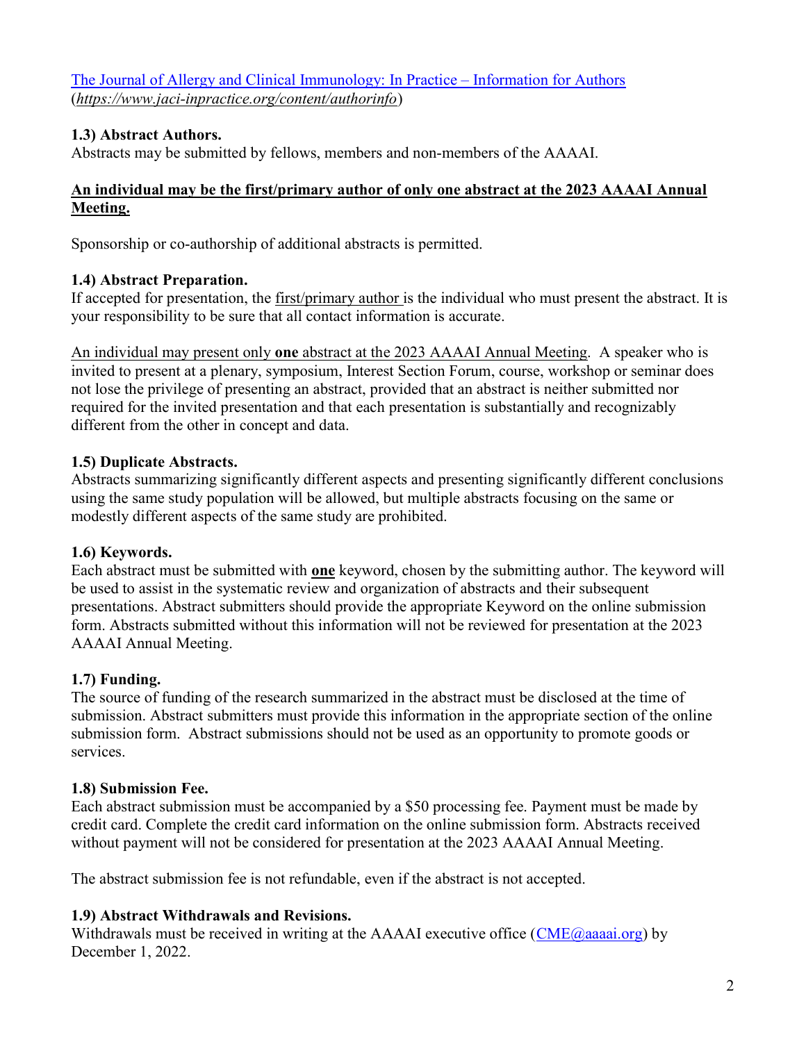[The Journal of Allergy and Clinical Immunology: In Practice – Information for Authors](https://www.jaci-inpractice.org/content/authorinfo)
(*https://www.jaci-inpractice.org/content/authorinfo*)

**1.3) Abstract Authors.**
Abstracts may be submitted by fellows, members and non-members of the AAAAI.

**An individual may be the first/primary author of only one abstract at the 2023 AAAAI Annual Meeting.**

Sponsorship or co-authorship of additional abstracts is permitted.

**1.4) Abstract Preparation.**
If accepted for presentation, the first/primary author is the individual who must present the abstract. It is your responsibility to be sure that all contact information is accurate.

An individual may present only **one** abstract at the 2023 AAAAI Annual Meeting. A speaker who is invited to present at a plenary, symposium, Interest Section Forum, course, workshop or seminar does not lose the privilege of presenting an abstract, provided that an abstract is neither submitted nor required for the invited presentation and that each presentation is substantially and recognizably different from the other in concept and data.

**1.5) Duplicate Abstracts.**
Abstracts summarizing significantly different aspects and presenting significantly different conclusions using the same study population will be allowed, but multiple abstracts focusing on the same or modestly different aspects of the same study are prohibited.

**1.6) Keywords.**
Each abstract must be submitted with **one** keyword, chosen by the submitting author. The keyword will be used to assist in the systematic review and organization of abstracts and their subsequent presentations. Abstract submitters should provide the appropriate Keyword on the online submission form. Abstracts submitted without this information will not be reviewed for presentation at the 2023 AAAAI Annual Meeting.

**1.7) Funding.**
The source of funding of the research summarized in the abstract must be disclosed at the time of submission. Abstract submitters must provide this information in the appropriate section of the online submission form. Abstract submissions should not be used as an opportunity to promote goods or services.

**1.8) Submission Fee.**
Each abstract submission must be accompanied by a $50 processing fee. Payment must be made by credit card. Complete the credit card information on the online submission form. Abstracts received without payment will not be considered for presentation at the 2023 AAAAI Annual Meeting.

The abstract submission fee is not refundable, even if the abstract is not accepted.

**1.9) Abstract Withdrawals and Revisions.**
Withdrawals must be received in writing at the AAAAI executive office (CME@aaaai.org) by December 1, 2022.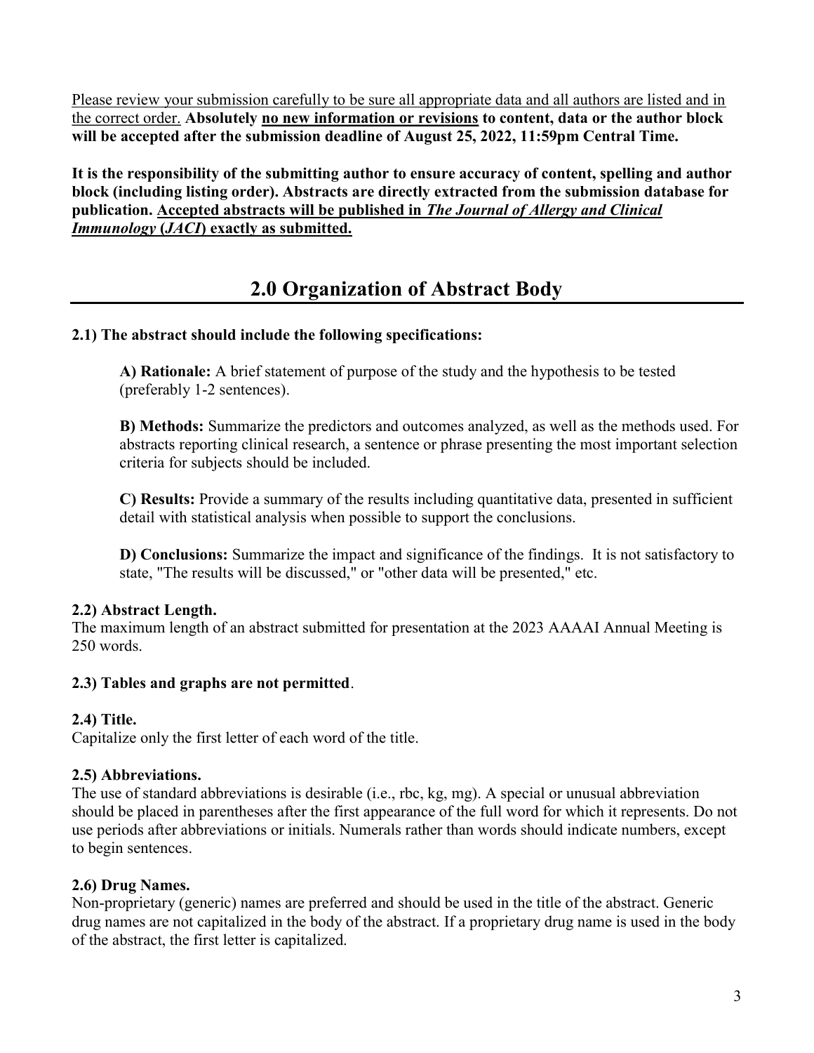Please review your submission carefully to be sure all appropriate data and all authors are listed and in the correct order. **Absolutely no new information or revisions to content, data or the author block will be accepted after the submission deadline of August 25, 2022, 11:59pm Central Time.**

**It is the responsibility of the submitting author to ensure accuracy of content, spelling and author block (including listing order). Abstracts are directly extracted from the submission database for publication. Accepted abstracts will be published in *The Journal of Allergy and Clinical Immunology* (*JACI*) exactly as submitted.**

## 2.0 Organization of Abstract Body

**2.1) The abstract should include the following specifications:**

> **A) Rationale:** A brief statement of purpose of the study and the hypothesis to be tested (preferably 1-2 sentences).
>
> **B) Methods:** Summarize the predictors and outcomes analyzed, as well as the methods used. For abstracts reporting clinical research, a sentence or phrase presenting the most important selection criteria for subjects should be included.
>
> **C) Results:** Provide a summary of the results including quantitative data, presented in sufficient detail with statistical analysis when possible to support the conclusions.
>
> **D) Conclusions:** Summarize the impact and significance of the findings. It is not satisfactory to state, "The results will be discussed," or "other data will be presented," etc.

**2.2) Abstract Length.**
The maximum length of an abstract submitted for presentation at the 2023 AAAAI Annual Meeting is 250 words.

**2.3) Tables and graphs are not permitted**.

**2.4) Title.**
Capitalize only the first letter of each word of the title.

**2.5) Abbreviations.**
The use of standard abbreviations is desirable (i.e., rbc, kg, mg). A special or unusual abbreviation should be placed in parentheses after the first appearance of the full word for which it represents. Do not use periods after abbreviations or initials. Numerals rather than words should indicate numbers, except to begin sentences.

**2.6) Drug Names.**
Non-proprietary (generic) names are preferred and should be used in the title of the abstract. Generic drug names are not capitalized in the body of the abstract. If a proprietary drug name is used in the body of the abstract, the first letter is capitalized.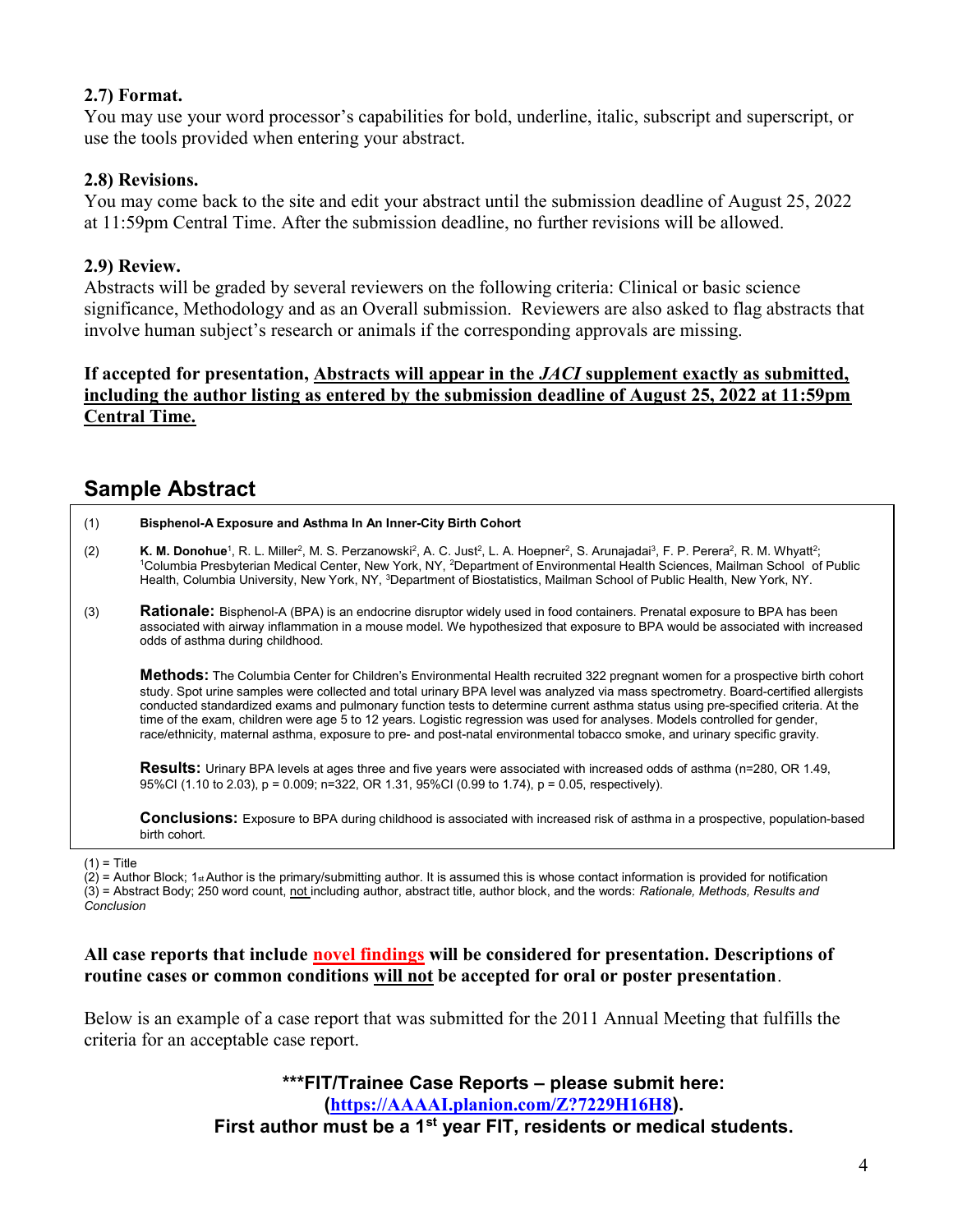**2.7) Format.**

You may use your word processor's capabilities for bold, underline, italic, subscript and superscript, or use the tools provided when entering your abstract.

**2.8) Revisions.**

You may come back to the site and edit your abstract until the submission deadline of August 25, 2022 at 11:59pm Central Time. After the submission deadline, no further revisions will be allowed.

**2.9) Review.**

Abstracts will be graded by several reviewers on the following criteria: Clinical or basic science significance, Methodology and as an Overall submission. Reviewers are also asked to flag abstracts that involve human subject's research or animals if the corresponding approvals are missing.

**If accepted for presentation, Abstracts will appear in the *JACI* supplement exactly as submitted, including the author listing as entered by the submission deadline of August 25, 2022 at 11:59pm Central Time.**

## Sample Abstract

(1) **Bisphenol-A Exposure and Asthma In An Inner-City Birth Cohort**

(2) **K. M. Donohue**[1], R. L. Miller[2], M. S. Perzanowski[2], A. C. Just[2], L. A. Hoepner[2], S. Arunajadai[3], F. P. Perera[2], R. M. Whyatt[2]; [1]Columbia Presbyterian Medical Center, New York, NY, [2]Department of Environmental Health Sciences, Mailman School of Public Health, Columbia University, New York, NY, [3]Department of Biostatistics, Mailman School of Public Health, New York, NY.

(3) **Rationale:** Bisphenol-A (BPA) is an endocrine disruptor widely used in food containers. Prenatal exposure to BPA has been associated with airway inflammation in a mouse model. We hypothesized that exposure to BPA would be associated with increased odds of asthma during childhood.

**Methods:** The Columbia Center for Children's Environmental Health recruited 322 pregnant women for a prospective birth cohort study. Spot urine samples were collected and total urinary BPA level was analyzed via mass spectrometry. Board-certified allergists conducted standardized exams and pulmonary function tests to determine current asthma status using pre-specified criteria. At the time of the exam, children were age 5 to 12 years. Logistic regression was used for analyses. Models controlled for gender, race/ethnicity, maternal asthma, exposure to pre- and post-natal environmental tobacco smoke, and urinary specific gravity.

**Results:** Urinary BPA levels at ages three and five years were associated with increased odds of asthma (n=280, OR 1.49, 95%CI (1.10 to 2.03), p = 0.009; n=322, OR 1.31, 95%CI (0.99 to 1.74), p = 0.05, respectively).

**Conclusions:** Exposure to BPA during childhood is associated with increased risk of asthma in a prospective, population-based birth cohort.

(1) = Title
(2) = Author Block; 1st Author is the primary/submitting author. It is assumed this is whose contact information is provided for notification
(3) = Abstract Body; 250 word count, not including author, abstract title, author block, and the words: *Rationale, Methods, Results and Conclusion*

**All case reports that include novel findings will be considered for presentation. Descriptions of routine cases or common conditions will not be accepted for oral or poster presentation**.

Below is an example of a case report that was submitted for the 2011 Annual Meeting that fulfills the criteria for an acceptable case report.

**\*\*\*FIT/Trainee Case Reports – please submit here: (https://AAAAI.planion.com/Z?7229H16H8). First author must be a 1st year FIT, residents or medical students.**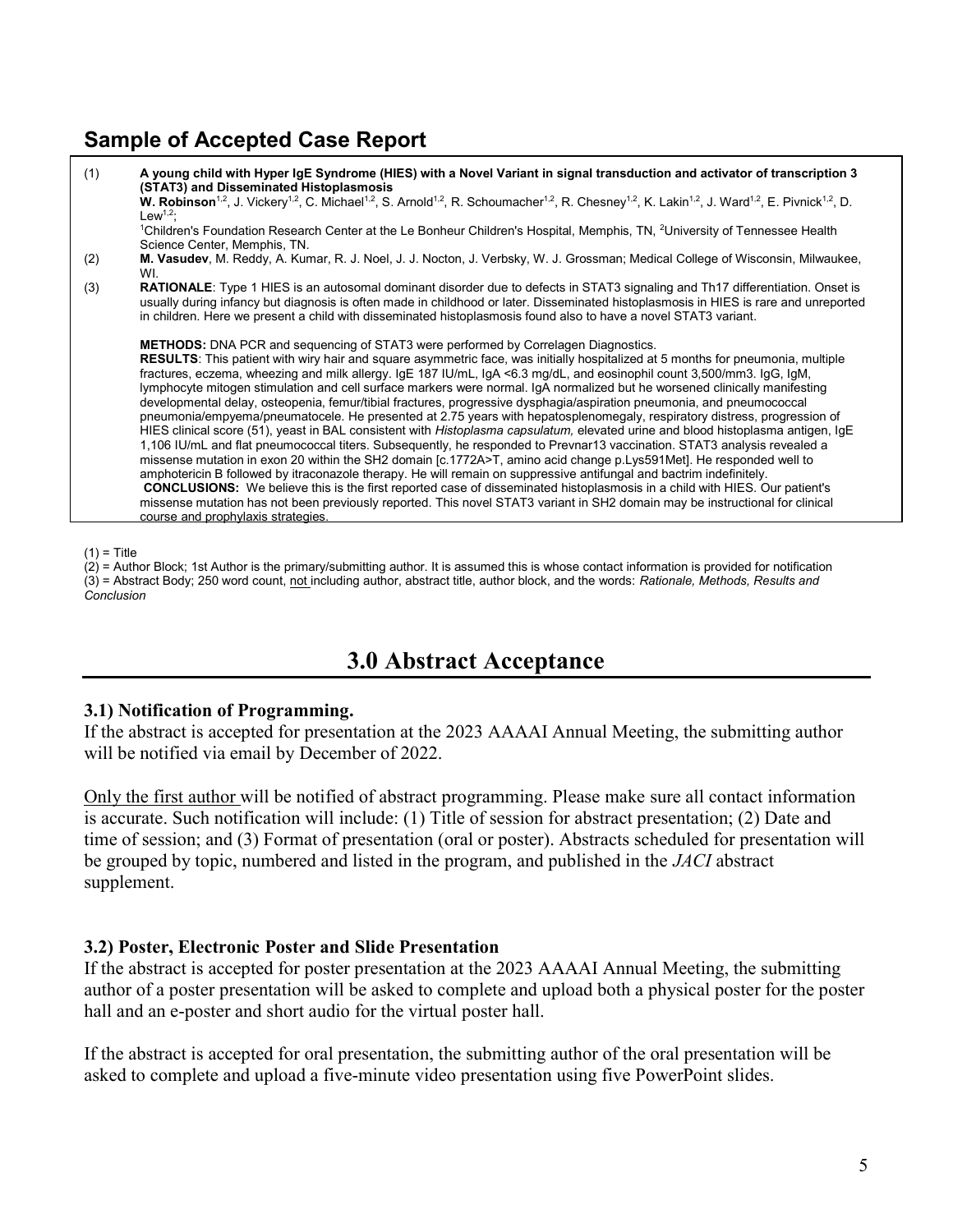## Sample of Accepted Case Report

(1) **A young child with Hyper IgE Syndrome (HIES) with a Novel Variant in signal transduction and activator of transcription 3 (STAT3) and Disseminated Histoplasmosis**

**W. Robinson**[1,2], J. Vickery[1,2], C. Michael[1,2], S. Arnold[1,2], R. Schoumacher[1,2], R. Chesney[1,2], K. Lakin[1,2], J. Ward[1,2], E. Pivnick[1,2], D. Lew[1,2];

[1]Children's Foundation Research Center at the Le Bonheur Children's Hospital, Memphis, TN, [2]University of Tennessee Health Science Center, Memphis, TN.

(2) **M. Vasudev**, M. Reddy, A. Kumar, R. J. Noel, J. J. Nocton, J. Verbsky, W. J. Grossman; Medical College of Wisconsin, Milwaukee, WI.

(3) **RATIONALE**: Type 1 HIES is an autosomal dominant disorder due to defects in STAT3 signaling and Th17 differentiation. Onset is usually during infancy but diagnosis is often made in childhood or later. Disseminated histoplasmosis in HIES is rare and unreported in children. Here we present a child with disseminated histoplasmosis found also to have a novel STAT3 variant.

**METHODS:** DNA PCR and sequencing of STAT3 were performed by Correlagen Diagnostics.

**RESULTS**: This patient with wiry hair and square asymmetric face, was initially hospitalized at 5 months for pneumonia, multiple fractures, eczema, wheezing and milk allergy. IgE 187 IU/mL, IgA <6.3 mg/dL, and eosinophil count 3,500/mm3. IgG, IgM, lymphocyte mitogen stimulation and cell surface markers were normal. IgA normalized but he worsened clinically manifesting developmental delay, osteopenia, femur/tibial fractures, progressive dysphagia/aspiration pneumonia, and pneumococcal pneumonia/empyema/pneumatocele. He presented at 2.75 years with hepatosplenomegaly, respiratory distress, progression of HIES clinical score (51), yeast in BAL consistent with *Histoplasma capsulatum,* elevated urine and blood histoplasma antigen, IgE 1,106 IU/mL and flat pneumococcal titers. Subsequently, he responded to Prevnar13 vaccination. STAT3 analysis revealed a missense mutation in exon 20 within the SH2 domain [c.1772A>T, amino acid change p.Lys591Met]. He responded well to amphotericin B followed by itraconazole therapy. He will remain on suppressive antifungal and bactrim indefinitely.

**CONCLUSIONS:** We believe this is the first reported case of disseminated histoplasmosis in a child with HIES. Our patient's missense mutation has not been previously reported. This novel STAT3 variant in SH2 domain may be instructional for clinical course and prophylaxis strategies.

(1) = Title
(2) = Author Block; 1st Author is the primary/submitting author. It is assumed this is whose contact information is provided for notification
(3) = Abstract Body; 250 word count, not including author, abstract title, author block, and the words: *Rationale, Methods, Results and Conclusion*

# 3.0 Abstract Acceptance

### 3.1) Notification of Programming.

If the abstract is accepted for presentation at the 2023 AAAAI Annual Meeting, the submitting author will be notified via email by December of 2022.

Only the first author will be notified of abstract programming. Please make sure all contact information is accurate. Such notification will include: (1) Title of session for abstract presentation; (2) Date and time of session; and (3) Format of presentation (oral or poster). Abstracts scheduled for presentation will be grouped by topic, numbered and listed in the program, and published in the *JACI* abstract supplement.

### 3.2) Poster, Electronic Poster and Slide Presentation

If the abstract is accepted for poster presentation at the 2023 AAAAI Annual Meeting, the submitting author of a poster presentation will be asked to complete and upload both a physical poster for the poster hall and an e-poster and short audio for the virtual poster hall.

If the abstract is accepted for oral presentation, the submitting author of the oral presentation will be asked to complete and upload a five-minute video presentation using five PowerPoint slides.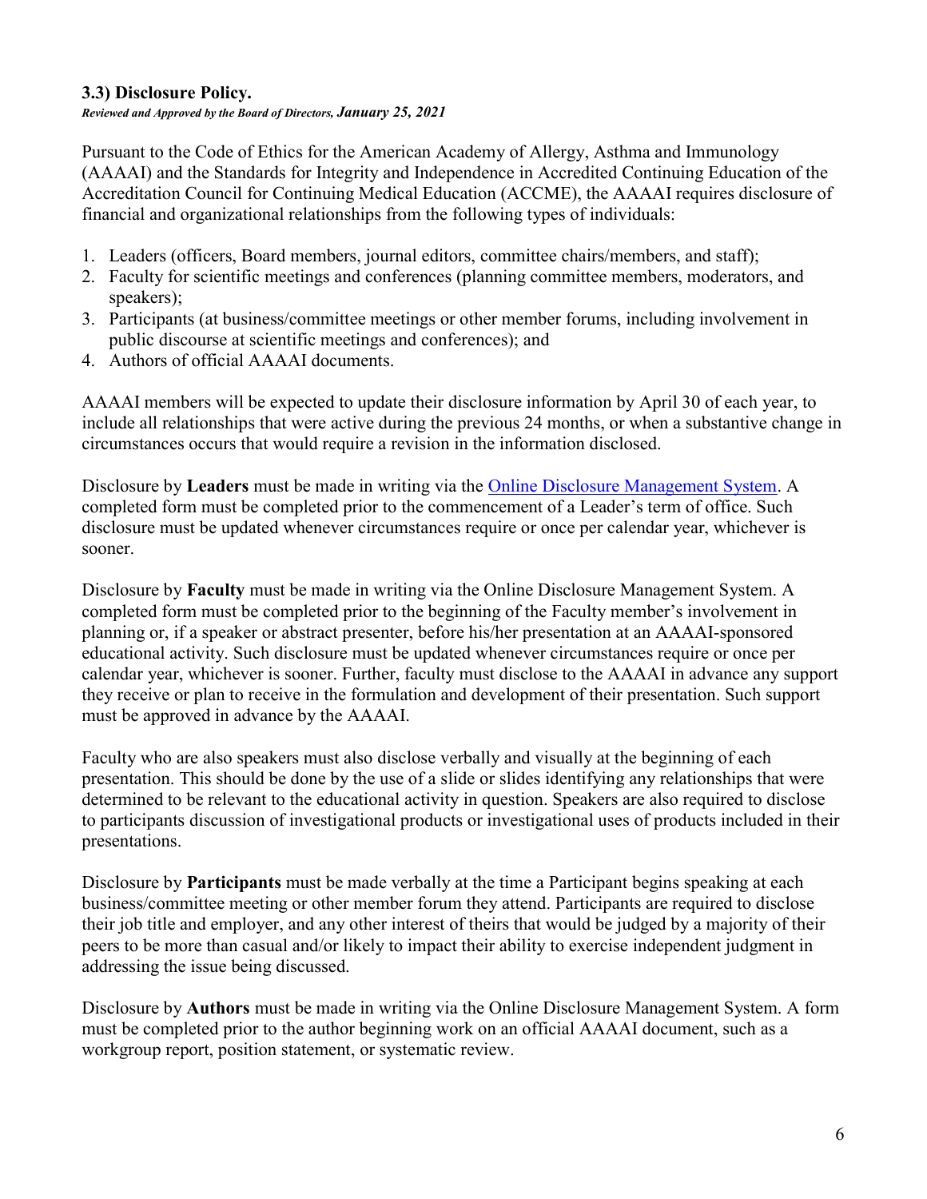### 3.3) Disclosure Policy.

***Reviewed and Approved by the Board of Directors, January 25, 2021***

Pursuant to the Code of Ethics for the American Academy of Allergy, Asthma and Immunology (AAAAI) and the Standards for Integrity and Independence in Accredited Continuing Education of the Accreditation Council for Continuing Medical Education (ACCME), the AAAAI requires disclosure of financial and organizational relationships from the following types of individuals:

1. Leaders (officers, Board members, journal editors, committee chairs/members, and staff);
2. Faculty for scientific meetings and conferences (planning committee members, moderators, and speakers);
3. Participants (at business/committee meetings or other member forums, including involvement in public discourse at scientific meetings and conferences); and
4. Authors of official AAAAI documents.

AAAAI members will be expected to update their disclosure information by April 30 of each year, to include all relationships that were active during the previous 24 months, or when a substantive change in circumstances occurs that would require a revision in the information disclosed.

Disclosure by **Leaders** must be made in writing via the Online Disclosure Management System. A completed form must be completed prior to the commencement of a Leader's term of office. Such disclosure must be updated whenever circumstances require or once per calendar year, whichever is sooner.

Disclosure by **Faculty** must be made in writing via the Online Disclosure Management System. A completed form must be completed prior to the beginning of the Faculty member's involvement in planning or, if a speaker or abstract presenter, before his/her presentation at an AAAAI-sponsored educational activity. Such disclosure must be updated whenever circumstances require or once per calendar year, whichever is sooner. Further, faculty must disclose to the AAAAI in advance any support they receive or plan to receive in the formulation and development of their presentation. Such support must be approved in advance by the AAAAI.

Faculty who are also speakers must also disclose verbally and visually at the beginning of each presentation. This should be done by the use of a slide or slides identifying any relationships that were determined to be relevant to the educational activity in question. Speakers are also required to disclose to participants discussion of investigational products or investigational uses of products included in their presentations.

Disclosure by **Participants** must be made verbally at the time a Participant begins speaking at each business/committee meeting or other member forum they attend. Participants are required to disclose their job title and employer, and any other interest of theirs that would be judged by a majority of their peers to be more than casual and/or likely to impact their ability to exercise independent judgment in addressing the issue being discussed.

Disclosure by **Authors** must be made in writing via the Online Disclosure Management System. A form must be completed prior to the author beginning work on an official AAAAI document, such as a workgroup report, position statement, or systematic review.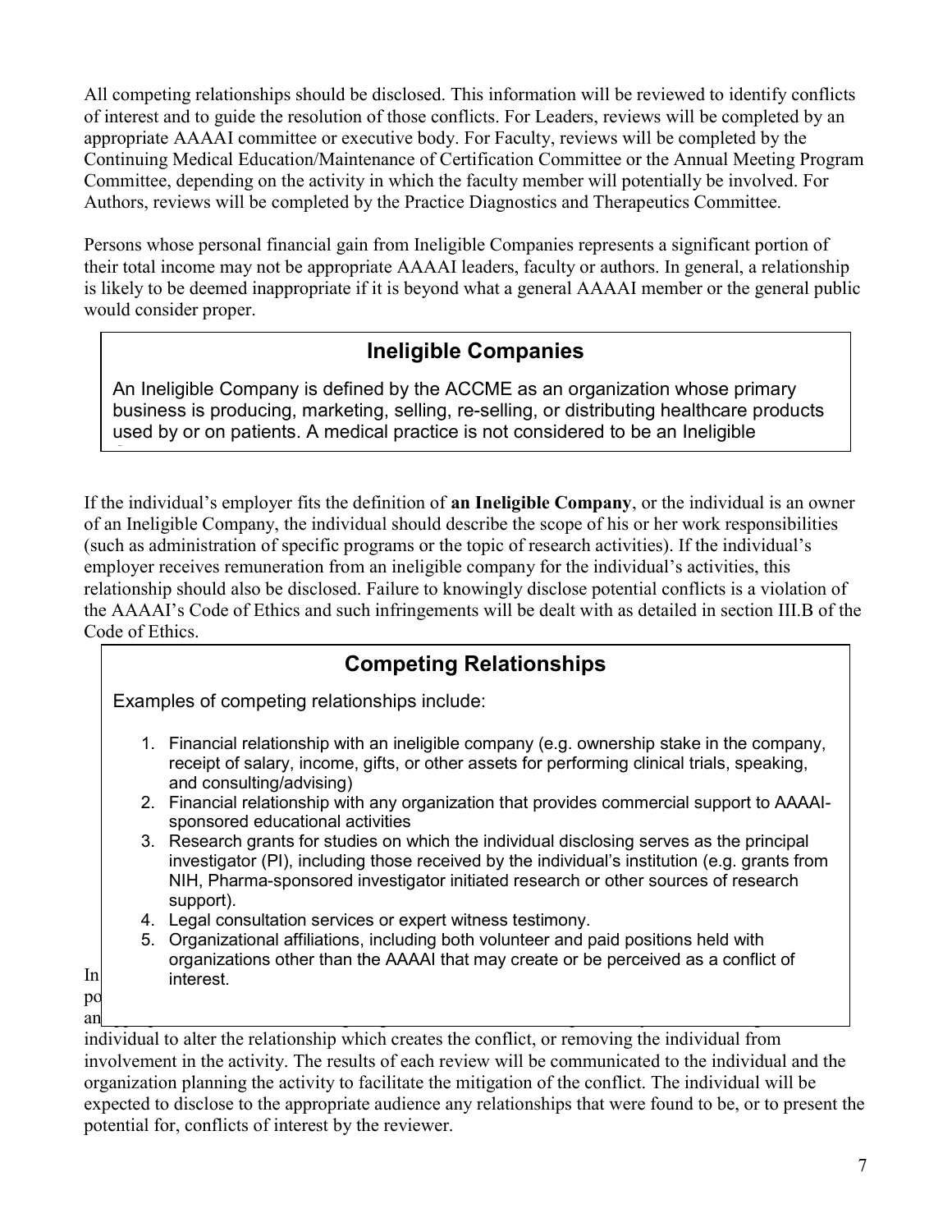All competing relationships should be disclosed. This information will be reviewed to identify conflicts of interest and to guide the resolution of those conflicts. For Leaders, reviews will be completed by an appropriate AAAAI committee or executive body. For Faculty, reviews will be completed by the Continuing Medical Education/Maintenance of Certification Committee or the Annual Meeting Program Committee, depending on the activity in which the faculty member will potentially be involved. For Authors, reviews will be completed by the Practice Diagnostics and Therapeutics Committee.

Persons whose personal financial gain from Ineligible Companies represents a significant portion of their total income may not be appropriate AAAAI leaders, faculty or authors. In general, a relationship is likely to be deemed inappropriate if it is beyond what a general AAAAI member or the general public would consider proper.

## Ineligible Companies

An Ineligible Company is defined by the ACCME as an organization whose primary business is producing, marketing, selling, re-selling, or distributing healthcare products used by or on patients. A medical practice is not considered to be an Ineligible

If the individual's employer fits the definition of **an Ineligible Company**, or the individual is an owner of an Ineligible Company, the individual should describe the scope of his or her work responsibilities (such as administration of specific programs or the topic of research activities). If the individual's employer receives remuneration from an ineligible company for the individual's activities, this relationship should also be disclosed. Failure to knowingly disclose potential conflicts is a violation of the AAAAI's Code of Ethics and such infringements will be dealt with as detailed in section III.B of the Code of Ethics.

## Competing Relationships

Examples of competing relationships include:

1. Financial relationship with an ineligible company (e.g. ownership stake in the company, receipt of salary, income, gifts, or other assets for performing clinical trials, speaking, and consulting/advising)
2. Financial relationship with any organization that provides commercial support to AAAAI-sponsored educational activities
3. Research grants for studies on which the individual disclosing serves as the principal investigator (PI), including those received by the individual's institution (e.g. grants from NIH, Pharma-sponsored investigator initiated research or other sources of research support).
4. Legal consultation services or expert witness testimony.
5. Organizational affiliations, including both volunteer and paid positions held with organizations other than the AAAAI that may create or be perceived as a conflict of interest.

In
po
an individual to alter the relationship which creates the conflict, or removing the individual from involvement in the activity. The results of each review will be communicated to the individual and the organization planning the activity to facilitate the mitigation of the conflict. The individual will be expected to disclose to the appropriate audience any relationships that were found to be, or to present the potential for, conflicts of interest by the reviewer.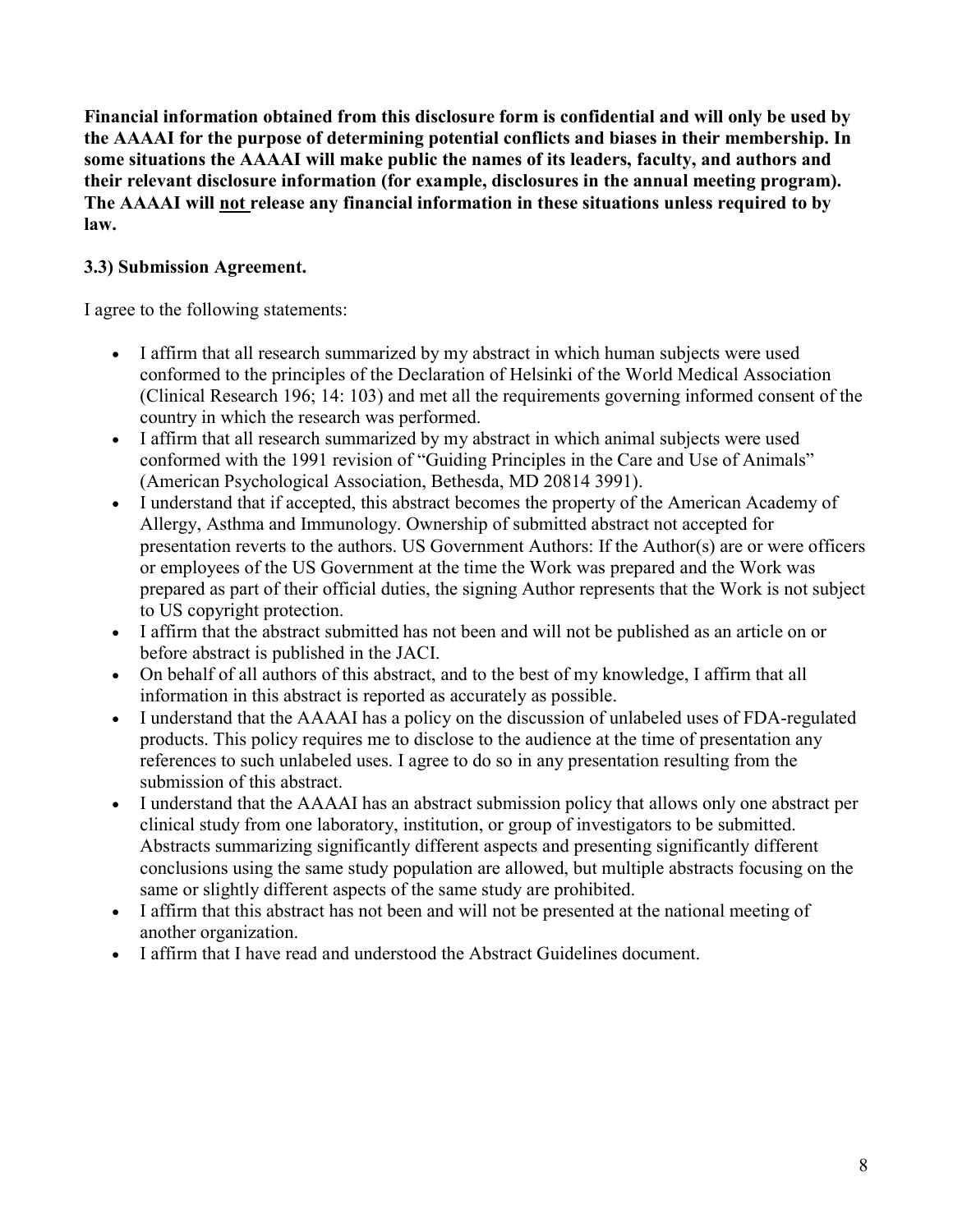**Financial information obtained from this disclosure form is confidential and will only be used by the AAAAI for the purpose of determining potential conflicts and biases in their membership. In some situations the AAAAI will make public the names of its leaders, faculty, and authors and their relevant disclosure information (for example, disclosures in the annual meeting program). The AAAAI will not release any financial information in these situations unless required to by law.**

**3.3) Submission Agreement.**

I agree to the following statements:

- I affirm that all research summarized by my abstract in which human subjects were used conformed to the principles of the Declaration of Helsinki of the World Medical Association (Clinical Research 196; 14: 103) and met all the requirements governing informed consent of the country in which the research was performed.
- I affirm that all research summarized by my abstract in which animal subjects were used conformed with the 1991 revision of "Guiding Principles in the Care and Use of Animals" (American Psychological Association, Bethesda, MD 20814 3991).
- I understand that if accepted, this abstract becomes the property of the American Academy of Allergy, Asthma and Immunology. Ownership of submitted abstract not accepted for presentation reverts to the authors. US Government Authors: If the Author(s) are or were officers or employees of the US Government at the time the Work was prepared and the Work was prepared as part of their official duties, the signing Author represents that the Work is not subject to US copyright protection.
- I affirm that the abstract submitted has not been and will not be published as an article on or before abstract is published in the JACI.
- On behalf of all authors of this abstract, and to the best of my knowledge, I affirm that all information in this abstract is reported as accurately as possible.
- I understand that the AAAAI has a policy on the discussion of unlabeled uses of FDA-regulated products. This policy requires me to disclose to the audience at the time of presentation any references to such unlabeled uses. I agree to do so in any presentation resulting from the submission of this abstract.
- I understand that the AAAAI has an abstract submission policy that allows only one abstract per clinical study from one laboratory, institution, or group of investigators to be submitted. Abstracts summarizing significantly different aspects and presenting significantly different conclusions using the same study population are allowed, but multiple abstracts focusing on the same or slightly different aspects of the same study are prohibited.
- I affirm that this abstract has not been and will not be presented at the national meeting of another organization.
- I affirm that I have read and understood the Abstract Guidelines document.